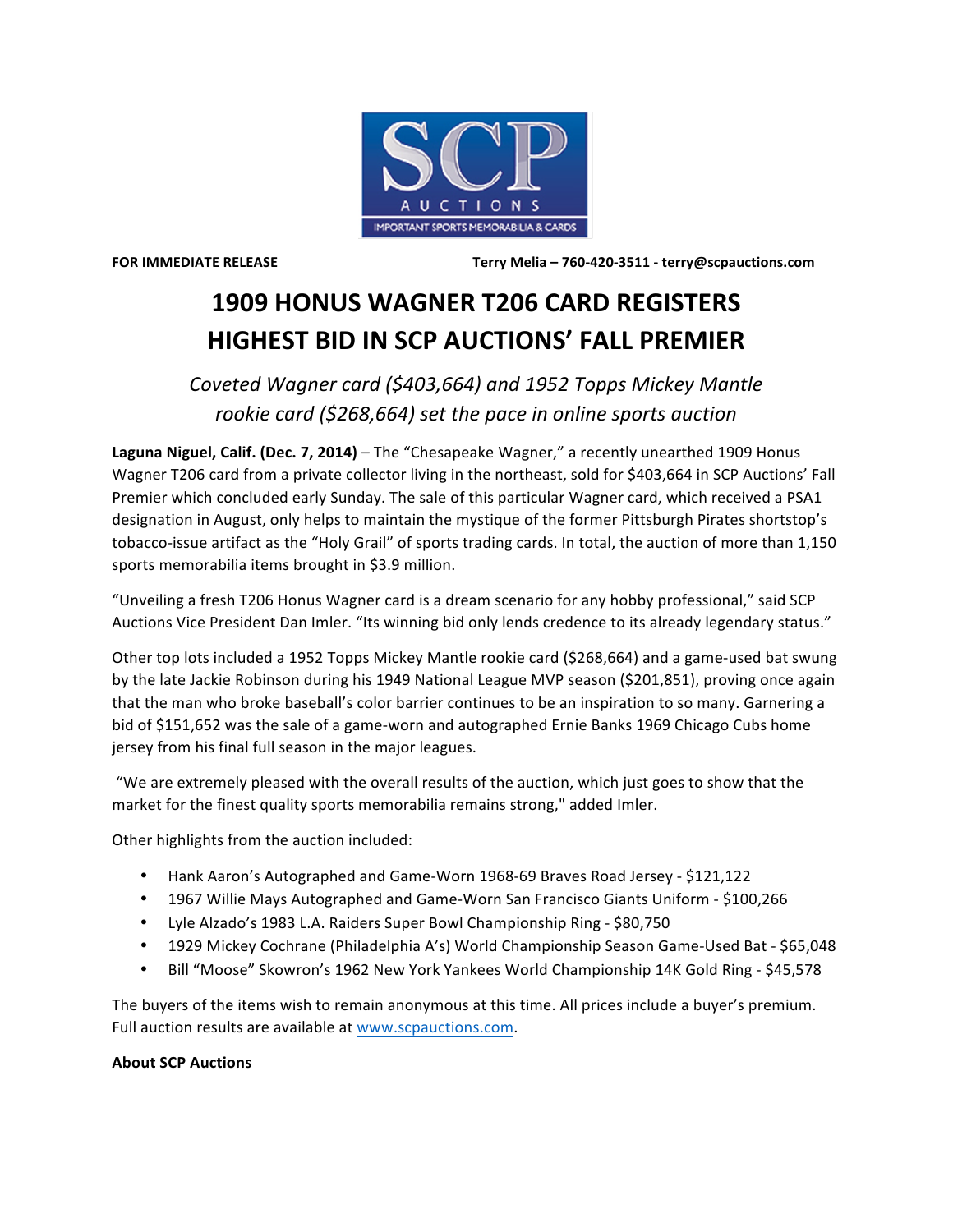**FOR IMMEDIATE RELEASE** **Terry Melia – 760-420-3511 - terry@scpauctions.com**

# 1909 HONUS WAGNER T206 CARD REGISTERS HIGHEST BID IN SCP AUCTIONS' FALL PREMIER

*Coveted Wagner card ($403,664) and 1952 Topps Mickey Mantle rookie card ($268,664) set the pace in online sports auction*

**Laguna Niguel, Calif. (Dec. 7, 2014)** – The "Chesapeake Wagner," a recently unearthed 1909 Honus Wagner T206 card from a private collector living in the northeast, sold for $403,664 in SCP Auctions' Fall Premier which concluded early Sunday. The sale of this particular Wagner card, which received a PSA1 designation in August, only helps to maintain the mystique of the former Pittsburgh Pirates shortstop's tobacco-issue artifact as the "Holy Grail" of sports trading cards. In total, the auction of more than 1,150 sports memorabilia items brought in $3.9 million.

"Unveiling a fresh T206 Honus Wagner card is a dream scenario for any hobby professional," said SCP Auctions Vice President Dan Imler. "Its winning bid only lends credence to its already legendary status."

Other top lots included a 1952 Topps Mickey Mantle rookie card ($268,664) and a game-used bat swung by the late Jackie Robinson during his 1949 National League MVP season ($201,851), proving once again that the man who broke baseball's color barrier continues to be an inspiration to so many. Garnering a bid of $151,652 was the sale of a game-worn and autographed Ernie Banks 1969 Chicago Cubs home jersey from his final full season in the major leagues.

"We are extremely pleased with the overall results of the auction, which just goes to show that the market for the finest quality sports memorabilia remains strong," added Imler.

Other highlights from the auction included:

- Hank Aaron's Autographed and Game-Worn 1968-69 Braves Road Jersey - $121,122
- 1967 Willie Mays Autographed and Game-Worn San Francisco Giants Uniform - $100,266
- Lyle Alzado's 1983 L.A. Raiders Super Bowl Championship Ring - $80,750
- 1929 Mickey Cochrane (Philadelphia A's) World Championship Season Game-Used Bat - $65,048
- Bill "Moose" Skowron's 1962 New York Yankees World Championship 14K Gold Ring - $45,578

The buyers of the items wish to remain anonymous at this time. All prices include a buyer's premium. Full auction results are available at www.scpauctions.com.

**About SCP Auctions**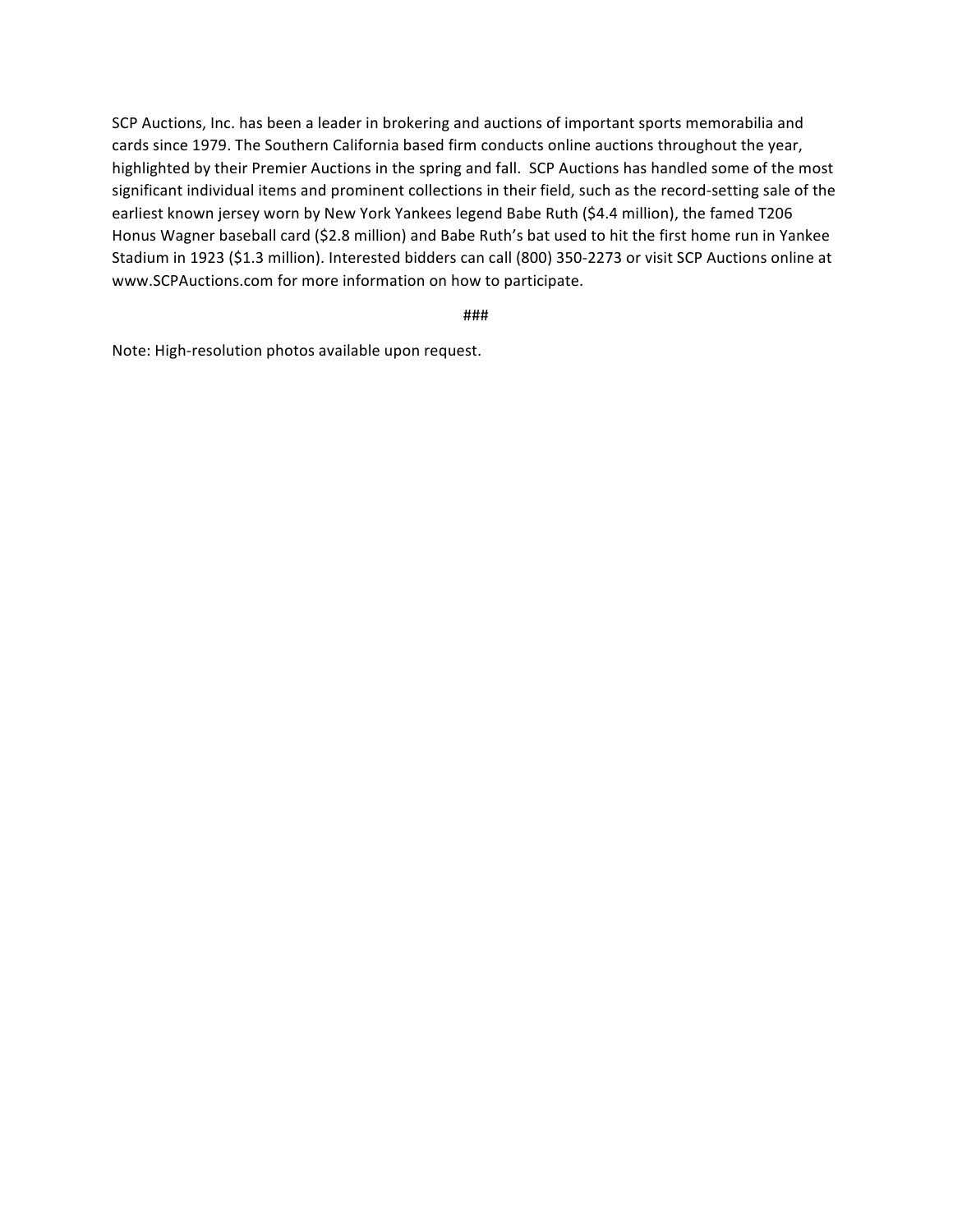SCP Auctions, Inc. has been a leader in brokering and auctions of important sports memorabilia and cards since 1979. The Southern California based firm conducts online auctions throughout the year, highlighted by their Premier Auctions in the spring and fall. SCP Auctions has handled some of the most significant individual items and prominent collections in their field, such as the record-setting sale of the earliest known jersey worn by New York Yankees legend Babe Ruth ($4.4 million), the famed T206 Honus Wagner baseball card ($2.8 million) and Babe Ruth's bat used to hit the first home run in Yankee Stadium in 1923 ($1.3 million). Interested bidders can call (800) 350-2273 or visit SCP Auctions online at www.SCPAuctions.com for more information on how to participate.

###

Note: High-resolution photos available upon request.